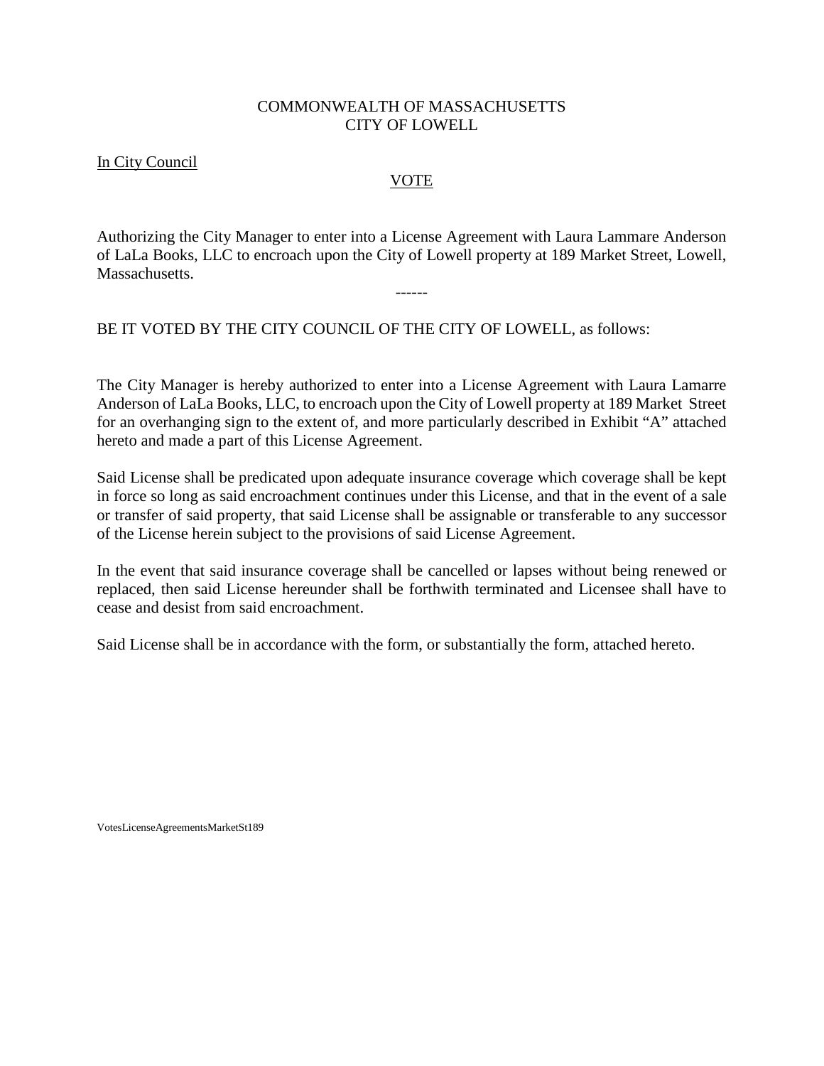COMMONWEALTH OF MASSACHUSETTS
CITY OF LOWELL

In City Council

VOTE

Authorizing the City Manager to enter into a License Agreement with Laura Lammare Anderson of LaLa Books, LLC to encroach upon the City of Lowell property at 189 Market Street, Lowell, Massachusetts.

------

BE IT VOTED BY THE CITY COUNCIL OF THE CITY OF LOWELL, as follows:

The City Manager is hereby authorized to enter into a License Agreement with Laura Lamarre Anderson of LaLa Books, LLC, to encroach upon the City of Lowell property at 189 Market Street for an overhanging sign to the extent of, and more particularly described in Exhibit "A" attached hereto and made a part of this License Agreement.

Said License shall be predicated upon adequate insurance coverage which coverage shall be kept in force so long as said encroachment continues under this License, and that in the event of a sale or transfer of said property, that said License shall be assignable or transferable to any successor of the License herein subject to the provisions of said License Agreement.

In the event that said insurance coverage shall be cancelled or lapses without being renewed or replaced, then said License hereunder shall be forthwith terminated and Licensee shall have to cease and desist from said encroachment.

Said License shall be in accordance with the form, or substantially the form, attached hereto.

VotesLicenseAgreementsMarketSt189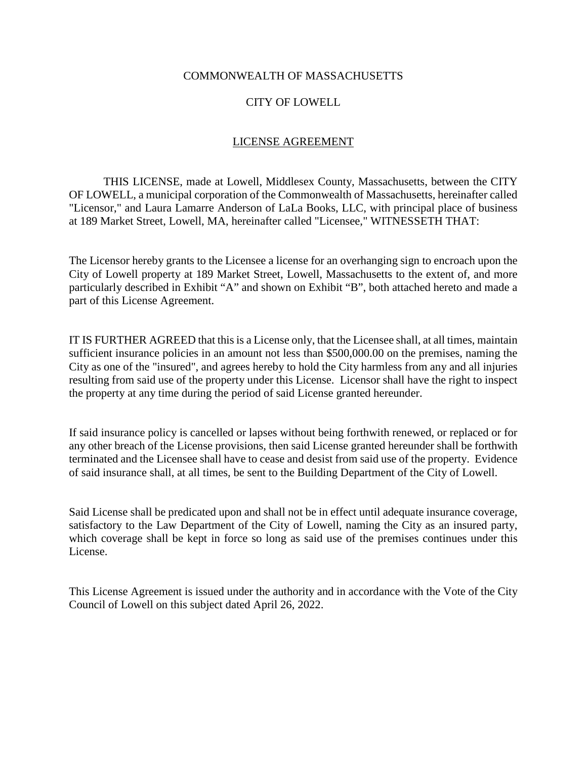COMMONWEALTH OF MASSACHUSETTS

CITY OF LOWELL

LICENSE AGREEMENT

THIS LICENSE, made at Lowell, Middlesex County, Massachusetts, between the CITY OF LOWELL, a municipal corporation of the Commonwealth of Massachusetts, hereinafter called "Licensor," and Laura Lamarre Anderson of LaLa Books, LLC, with principal place of business at 189 Market Street, Lowell, MA, hereinafter called "Licensee," WITNESSETH THAT:

The Licensor hereby grants to the Licensee a license for an overhanging sign to encroach upon the City of Lowell property at 189 Market Street, Lowell, Massachusetts to the extent of, and more particularly described in Exhibit "A" and shown on Exhibit "B", both attached hereto and made a part of this License Agreement.

IT IS FURTHER AGREED that this is a License only, that the Licensee shall, at all times, maintain sufficient insurance policies in an amount not less than $500,000.00 on the premises, naming the City as one of the "insured", and agrees hereby to hold the City harmless from any and all injuries resulting from said use of the property under this License. Licensor shall have the right to inspect the property at any time during the period of said License granted hereunder.

If said insurance policy is cancelled or lapses without being forthwith renewed, or replaced or for any other breach of the License provisions, then said License granted hereunder shall be forthwith terminated and the Licensee shall have to cease and desist from said use of the property. Evidence of said insurance shall, at all times, be sent to the Building Department of the City of Lowell.

Said License shall be predicated upon and shall not be in effect until adequate insurance coverage, satisfactory to the Law Department of the City of Lowell, naming the City as an insured party, which coverage shall be kept in force so long as said use of the premises continues under this License.

This License Agreement is issued under the authority and in accordance with the Vote of the City Council of Lowell on this subject dated April 26, 2022.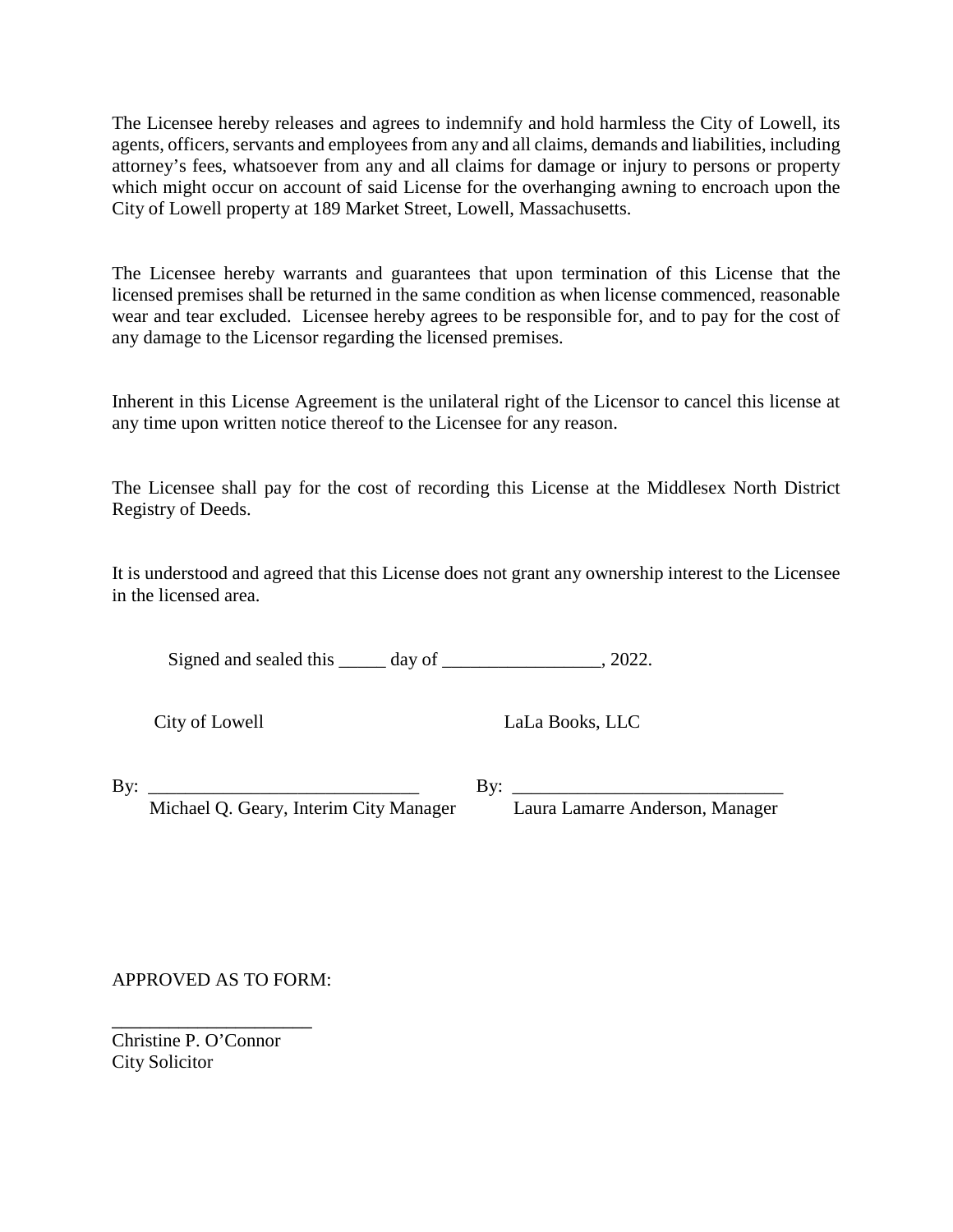The Licensee hereby releases and agrees to indemnify and hold harmless the City of Lowell, its agents, officers, servants and employees from any and all claims, demands and liabilities, including attorney's fees, whatsoever from any and all claims for damage or injury to persons or property which might occur on account of said License for the overhanging awning to encroach upon the City of Lowell property at 189 Market Street, Lowell, Massachusetts.

The Licensee hereby warrants and guarantees that upon termination of this License that the licensed premises shall be returned in the same condition as when license commenced, reasonable wear and tear excluded. Licensee hereby agrees to be responsible for, and to pay for the cost of any damage to the Licensor regarding the licensed premises.

Inherent in this License Agreement is the unilateral right of the Licensor to cancel this license at any time upon written notice thereof to the Licensee for any reason.

The Licensee shall pay for the cost of recording this License at the Middlesex North District Registry of Deeds.

It is understood and agreed that this License does not grant any ownership interest to the Licensee in the licensed area.

Signed and sealed this _____ day of _________________, 2022.

City of Lowell

By: _____________________________
Michael Q. Geary, Interim City Manager

LaLa Books, LLC

By: _____________________________
Laura Lamarre Anderson, Manager

APPROVED AS TO FORM:

______________________
Christine P. O'Connor
City Solicitor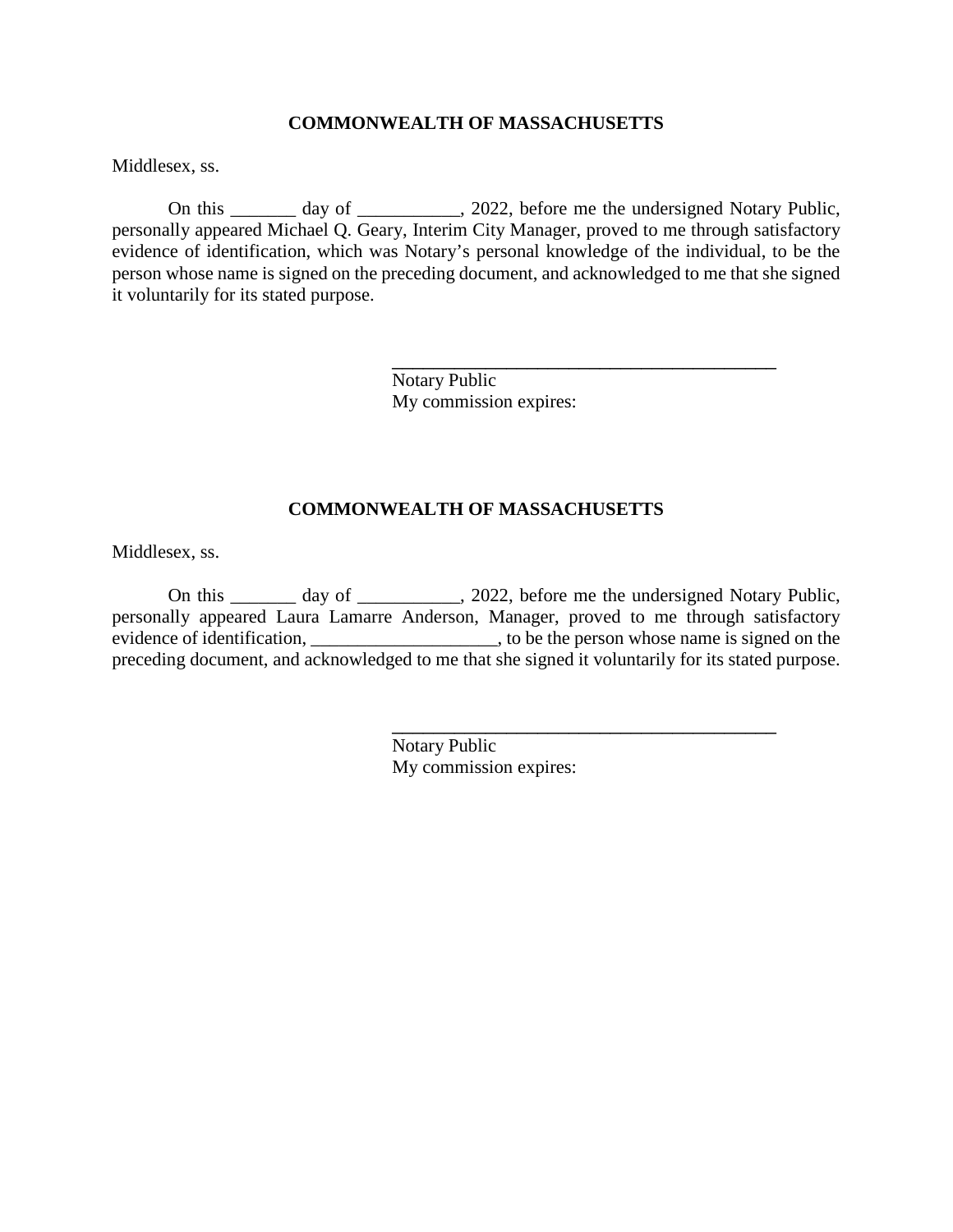**COMMONWEALTH OF MASSACHUSETTS**

Middlesex, ss.

On this _______ day of ___________, 2022, before me the undersigned Notary Public, personally appeared Michael Q. Geary, Interim City Manager, proved to me through satisfactory evidence of identification, which was Notary's personal knowledge of the individual, to be the person whose name is signed on the preceding document, and acknowledged to me that she signed it voluntarily for its stated purpose.

__________________________________________
Notary Public
My commission expires:

**COMMONWEALTH OF MASSACHUSETTS**

Middlesex, ss.

On this _______ day of ___________, 2022, before me the undersigned Notary Public, personally appeared Laura Lamarre Anderson, Manager, proved to me through satisfactory evidence of identification, ____________________, to be the person whose name is signed on the preceding document, and acknowledged to me that she signed it voluntarily for its stated purpose.

__________________________________________
Notary Public
My commission expires: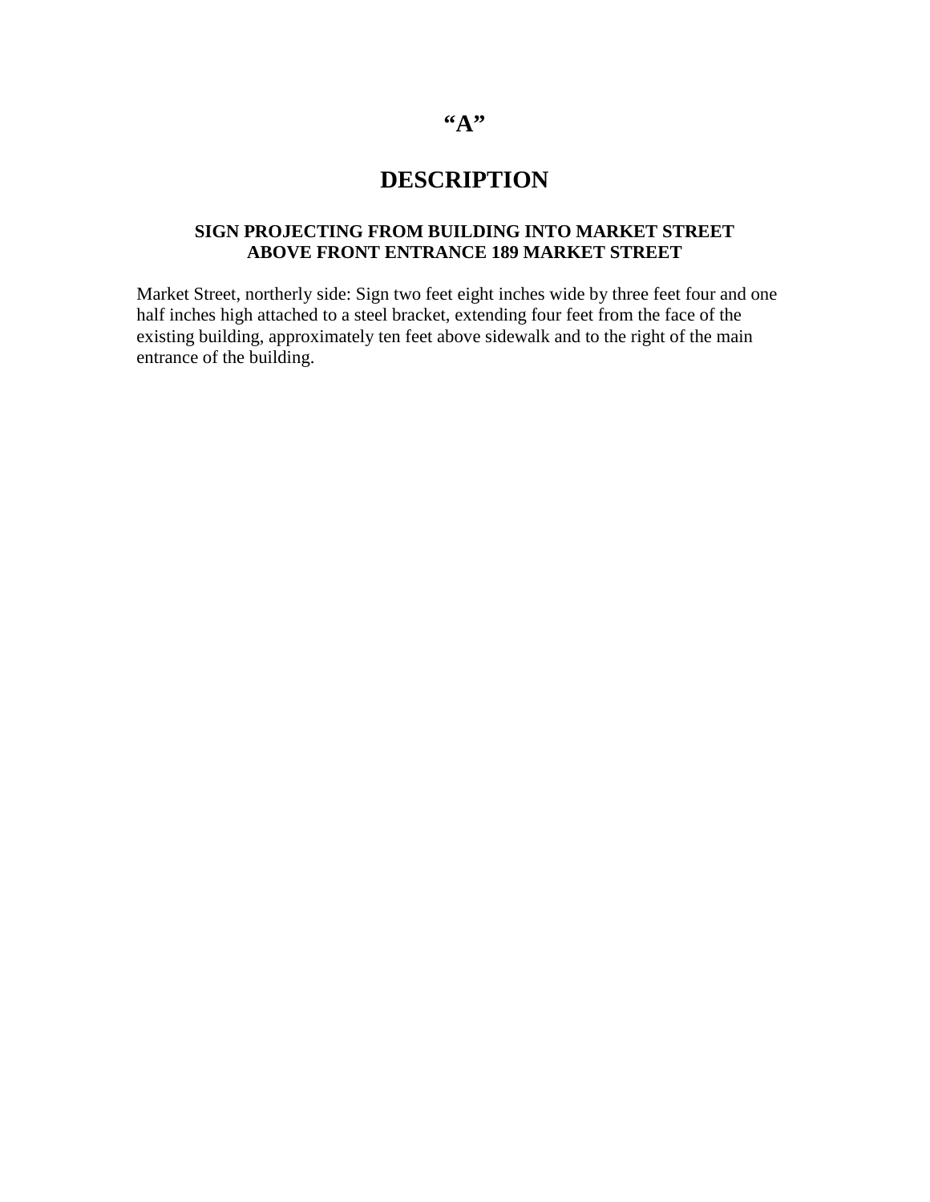# "A"

# DESCRIPTION

**SIGN PROJECTING FROM BUILDING INTO MARKET STREET**
**ABOVE FRONT ENTRANCE 189 MARKET STREET**

Market Street, northerly side: Sign two feet eight inches wide by three feet four and one half inches high attached to a steel bracket, extending four feet from the face of the existing building, approximately ten feet above sidewalk and to the right of the main entrance of the building.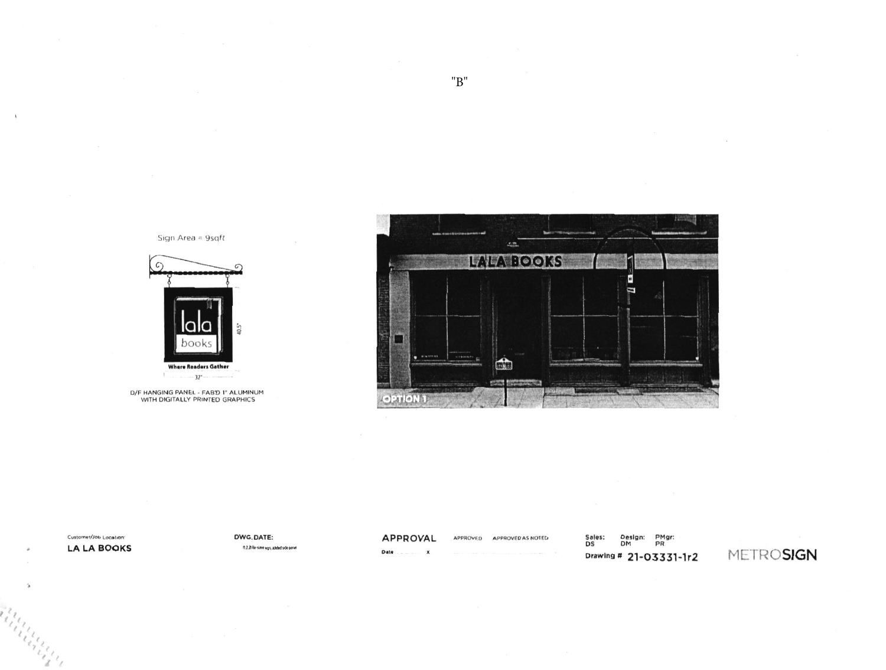"B"

Sign Area = 9sqft

lala books

Where Readers Gather

40.5"

32"

D/F HANGING PANEL - FAB'D 1" ALUMINUM WITH DIGITALLY PRINTED GRAPHICS

LALA BOOKS

OPTION 1

Customer/Job Location:

LA LA BOOKS

DWG. DATE:

11.2.21 Re-size sign, added side panel

APPROVAL APPROVED APPROVED AS NOTED

Date X

Sales: DS Design: DM PMgr: PR

Drawing # 21-03331-1r2

METROSIGN